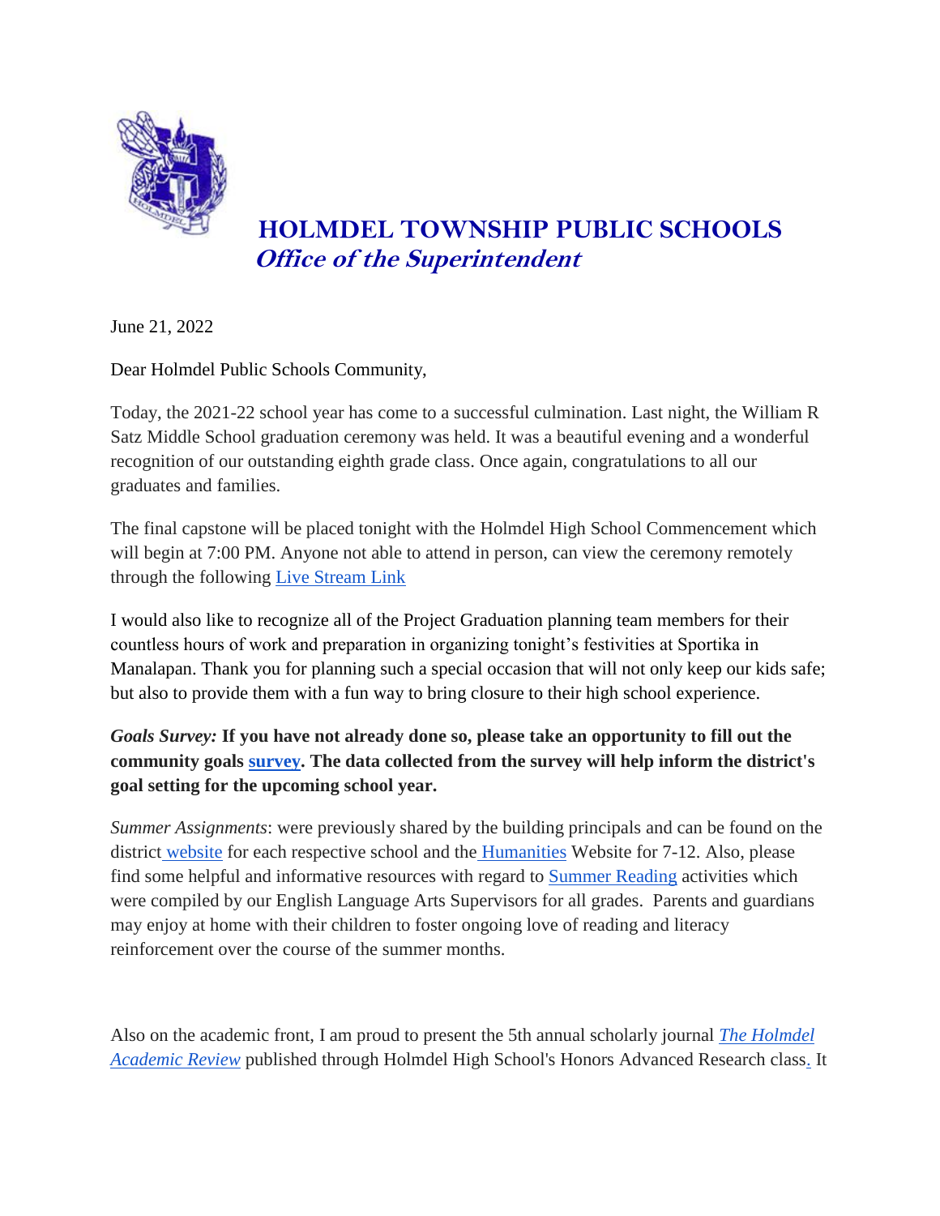# HOLMDEL TOWNSHIP PUBLIC SCHOOLS

***Office of the Superintendent***

June 21, 2022

Dear Holmdel Public Schools Community,

Today, the 2021-22 school year has come to a successful culmination. Last night, the William R Satz Middle School graduation ceremony was held. It was a beautiful evening and a wonderful recognition of our outstanding eighth grade class. Once again, congratulations to all our graduates and families.

The final capstone will be placed tonight with the Holmdel High School Commencement which will begin at 7:00 PM. Anyone not able to attend in person, can view the ceremony remotely through the following Live Stream Link

I would also like to recognize all of the Project Graduation planning team members for their countless hours of work and preparation in organizing tonight's festivities at Sportika in Manalapan. Thank you for planning such a special occasion that will not only keep our kids safe; but also to provide them with a fun way to bring closure to their high school experience.

***Goals Survey:*** **If you have not already done so, please take an opportunity to fill out the community goals survey. The data collected from the survey will help inform the district's goal setting for the upcoming school year.**

*Summer Assignments*: were previously shared by the building principals and can be found on the district website for each respective school and the Humanities Website for 7-12. Also, please find some helpful and informative resources with regard to Summer Reading activities which were compiled by our English Language Arts Supervisors for all grades. Parents and guardians may enjoy at home with their children to foster ongoing love of reading and literacy reinforcement over the course of the summer months.

Also on the academic front, I am proud to present the 5th annual scholarly journal *The Holmdel Academic Review* published through Holmdel High School's Honors Advanced Research class. It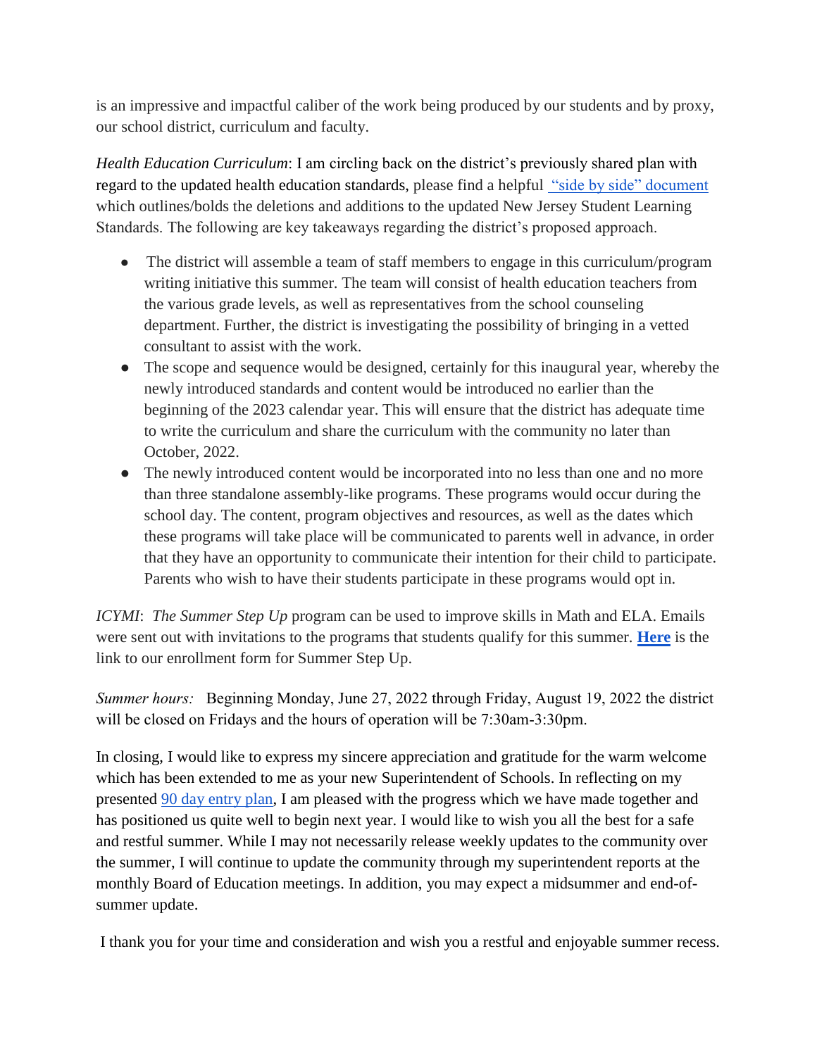is an impressive and impactful caliber of the work being produced by our students and by proxy, our school district, curriculum and faculty.

*Health Education Curriculum*: I am circling back on the district's previously shared plan with regard to the updated health education standards, please find a helpful "side by side" document which outlines/bolds the deletions and additions to the updated New Jersey Student Learning Standards. The following are key takeaways regarding the district's proposed approach.

- The district will assemble a team of staff members to engage in this curriculum/program writing initiative this summer. The team will consist of health education teachers from the various grade levels, as well as representatives from the school counseling department. Further, the district is investigating the possibility of bringing in a vetted consultant to assist with the work.
- The scope and sequence would be designed, certainly for this inaugural year, whereby the newly introduced standards and content would be introduced no earlier than the beginning of the 2023 calendar year. This will ensure that the district has adequate time to write the curriculum and share the curriculum with the community no later than October, 2022.
- The newly introduced content would be incorporated into no less than one and no more than three standalone assembly-like programs. These programs would occur during the school day. The content, program objectives and resources, as well as the dates which these programs will take place will be communicated to parents well in advance, in order that they have an opportunity to communicate their intention for their child to participate. Parents who wish to have their students participate in these programs would opt in.

*ICYMI*: *The Summer Step Up* program can be used to improve skills in Math and ELA. Emails were sent out with invitations to the programs that students qualify for this summer. **Here** is the link to our enrollment form for Summer Step Up.

*Summer hours:* Beginning Monday, June 27, 2022 through Friday, August 19, 2022 the district will be closed on Fridays and the hours of operation will be 7:30am-3:30pm.

In closing, I would like to express my sincere appreciation and gratitude for the warm welcome which has been extended to me as your new Superintendent of Schools. In reflecting on my presented 90 day entry plan, I am pleased with the progress which we have made together and has positioned us quite well to begin next year. I would like to wish you all the best for a safe and restful summer. While I may not necessarily release weekly updates to the community over the summer, I will continue to update the community through my superintendent reports at the monthly Board of Education meetings. In addition, you may expect a midsummer and end-of-summer update.

I thank you for your time and consideration and wish you a restful and enjoyable summer recess.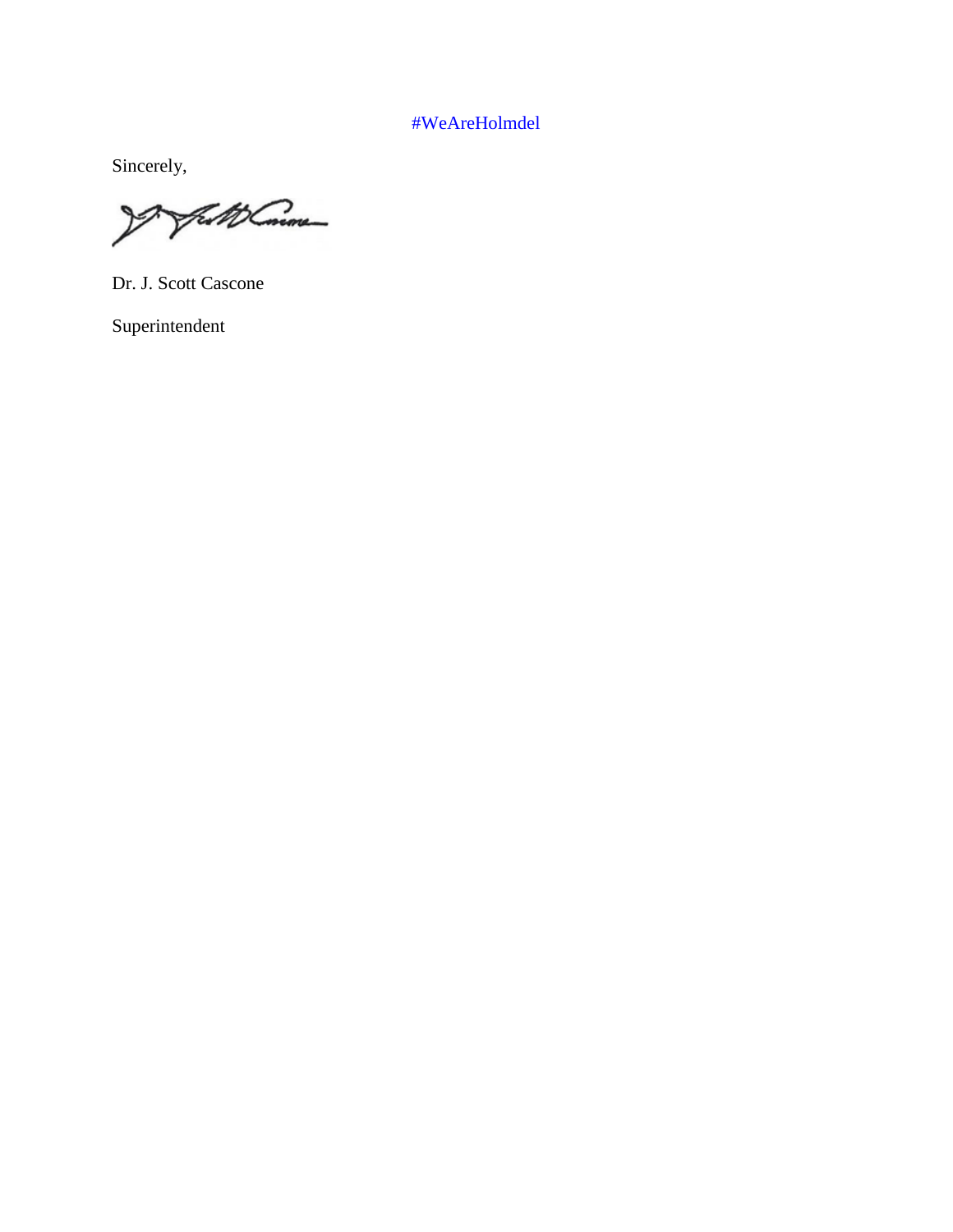#WeAreHolmdel

Sincerely,

Dr. J. Scott Cascone

Superintendent